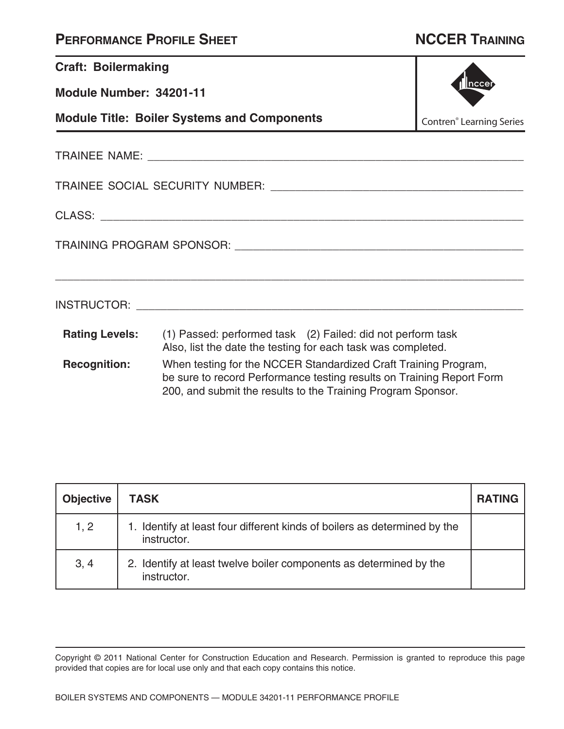# PERFORMANCE PROFILE SHEET

**NCCER TRAINING**

**Craft: Boilermaking**

**Module Number: 34201-11**

**Module Title: Boiler Systems and Components**

Contren® Learning Series

TRAINEE NAME: ______________________________________________

TRAINEE SOCIAL SECURITY NUMBER: ______________________________

CLASS: ______________________________________________________

TRAINING PROGRAM SPONSOR: ____________________________________

______________________________________________________________

INSTRUCTOR: _________________________________________________

**Rating Levels:** (1) Passed: performed task (2) Failed: did not perform task
Also, list the date the testing for each task was completed.

**Recognition:** When testing for the NCCER Standardized Craft Training Program, be sure to record Performance testing results on Training Report Form 200, and submit the results to the Training Program Sponsor.

| Objective | TASK | RATING |
| --- | --- | --- |
| 1, 2 | 1. Identify at least four different kinds of boilers as determined by the instructor. | |
| 3, 4 | 2. Identify at least twelve boiler components as determined by the instructor. | |

Copyright © 2011 National Center for Construction Education and Research. Permission is granted to reproduce this page provided that copies are for local use only and that each copy contains this notice.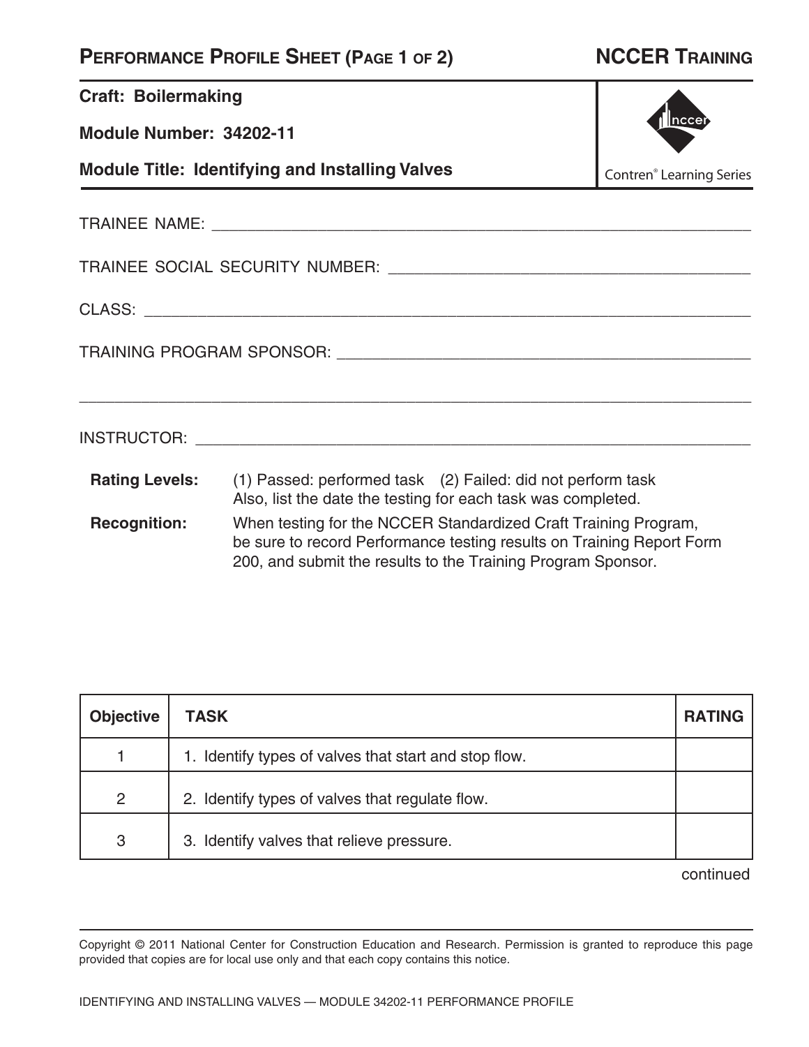# Performance Profile Sheet (Page 1 of 2)

**NCCER Training**

**Craft: Boilermaking**

**Module Number: 34202-11**

**Module Title: Identifying and Installing Valves**

Contren® Learning Series

TRAINEE NAME: ____________________________________________

TRAINEE SOCIAL SECURITY NUMBER: ____________________________

CLASS: __________________________________________________

TRAINING PROGRAM SPONSOR: _________________________________

__________________________________________________________

INSTRUCTOR: ______________________________________________

**Rating Levels:** (1) Passed: performed task (2) Failed: did not perform task
Also, list the date the testing for each task was completed.

**Recognition:** When testing for the NCCER Standardized Craft Training Program, be sure to record Performance testing results on Training Report Form 200, and submit the results to the Training Program Sponsor.

| Objective | TASK | RATING |
|---|---|---|
| 1 | 1. Identify types of valves that start and stop flow. | |
| 2 | 2. Identify types of valves that regulate flow. | |
| 3 | 3. Identify valves that relieve pressure. | |

continued

Copyright © 2011 National Center for Construction Education and Research. Permission is granted to reproduce this page provided that copies are for local use only and that each copy contains this notice.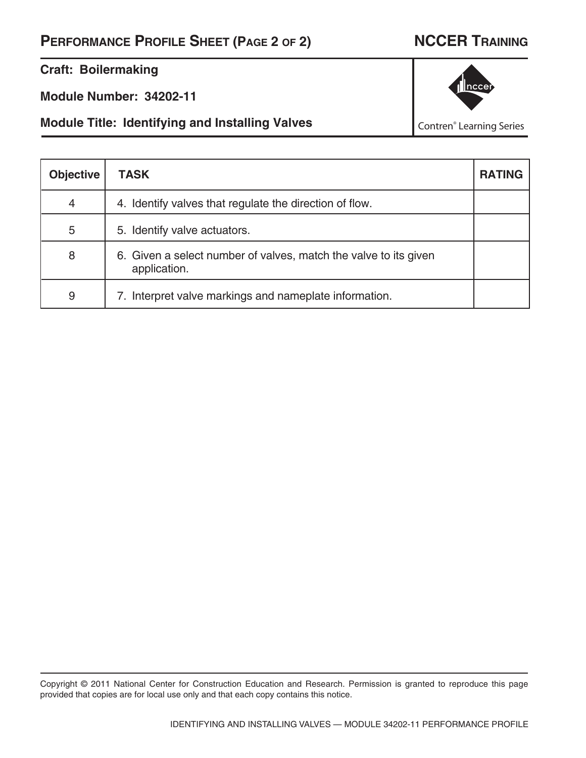# Performance Profile Sheet (Page 2 of 2)

**NCCER Training**

**Craft: Boilermaking**

**Module Number: 34202-11**

**Module Title: Identifying and Installing Valves**

Contren® Learning Series

| Objective | TASK | RATING |
|---|---|---|
| 4 | 4. Identify valves that regulate the direction of flow. | |
| 5 | 5. Identify valve actuators. | |
| 8 | 6. Given a select number of valves, match the valve to its given application. | |
| 9 | 7. Interpret valve markings and nameplate information. | |

Copyright © 2011 National Center for Construction Education and Research. Permission is granted to reproduce this page provided that copies are for local use only and that each copy contains this notice.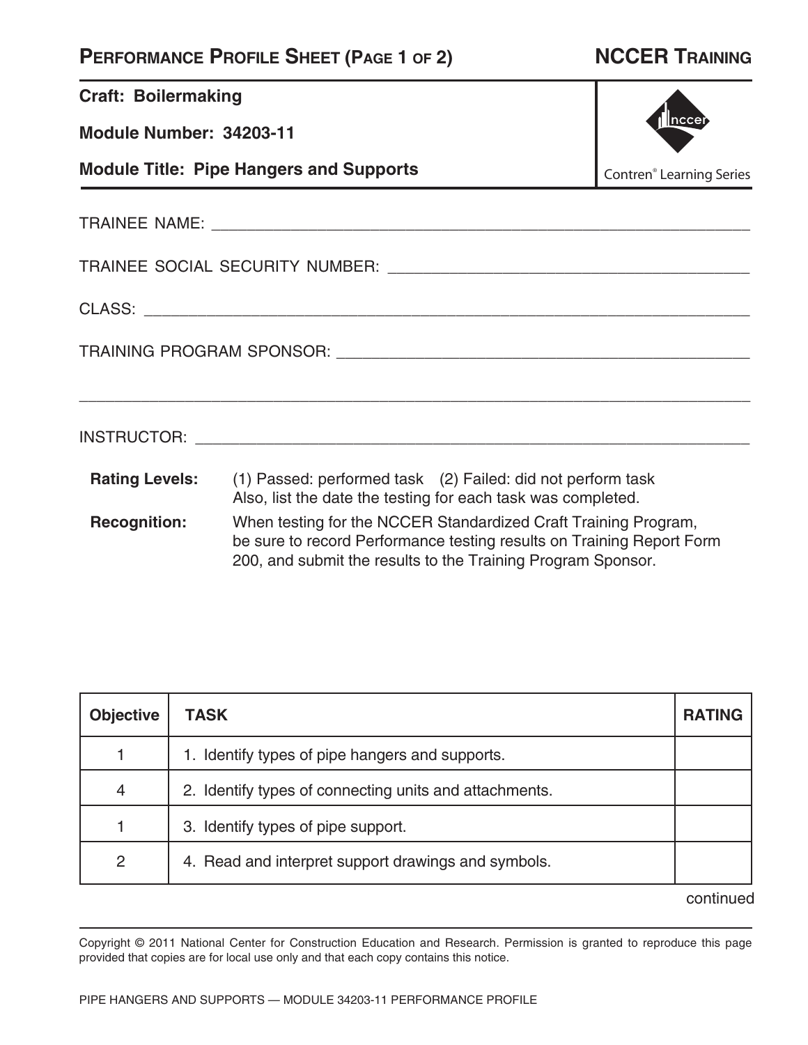# Performance Profile Sheet (Page 1 of 2)

**NCCER Training**

**Craft: Boilermaking**

**Module Number: 34203-11**

**Module Title: Pipe Hangers and Supports**

Contren® Learning Series

TRAINEE NAME: ____________________________________________

TRAINEE SOCIAL SECURITY NUMBER: ____________________________

CLASS: ____________________________________________

TRAINING PROGRAM SPONSOR: ________________________________

____________________________________________

INSTRUCTOR: ____________________________________________

**Rating Levels:** (1) Passed: performed task (2) Failed: did not perform task
Also, list the date the testing for each task was completed.

**Recognition:** When testing for the NCCER Standardized Craft Training Program, be sure to record Performance testing results on Training Report Form 200, and submit the results to the Training Program Sponsor.

| Objective | TASK | RATING |
|---|---|---|
| 1 | 1. Identify types of pipe hangers and supports. | |
| 4 | 2. Identify types of connecting units and attachments. | |
| 1 | 3. Identify types of pipe support. | |
| 2 | 4. Read and interpret support drawings and symbols. | |

continued

Copyright © 2011 National Center for Construction Education and Research. Permission is granted to reproduce this page provided that copies are for local use only and that each copy contains this notice.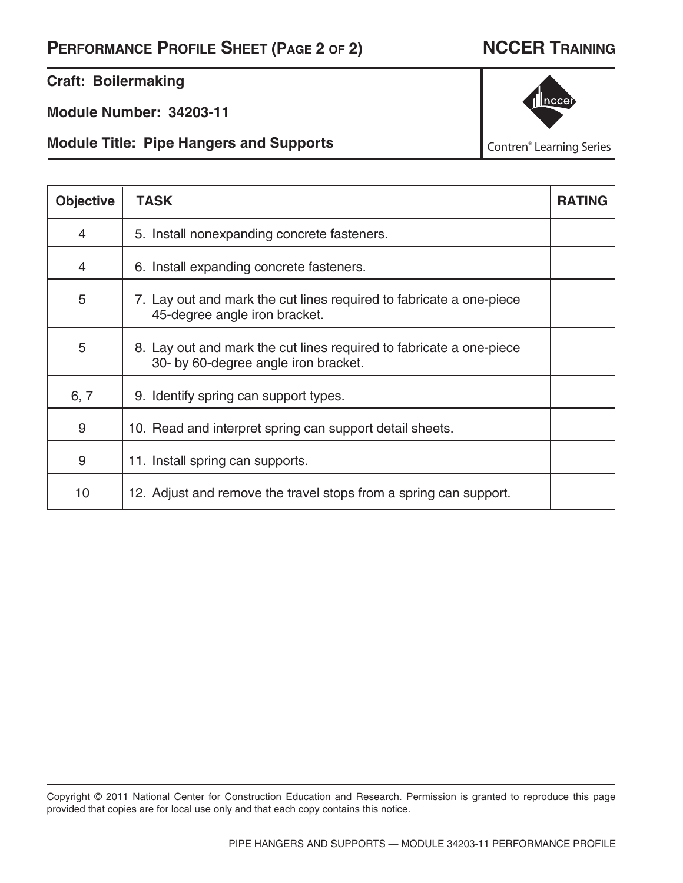## Performance Profile Sheet (Page 2 of 2)

**NCCER Training**

**Craft: Boilermaking**

**Module Number: 34203-11**

**Module Title: Pipe Hangers and Supports**

Contren® Learning Series

| Objective | TASK | RATING |
|---|---|---|
| 4 | 5. Install nonexpanding concrete fasteners. | |
| 4 | 6. Install expanding concrete fasteners. | |
| 5 | 7. Lay out and mark the cut lines required to fabricate a one-piece 45-degree angle iron bracket. | |
| 5 | 8. Lay out and mark the cut lines required to fabricate a one-piece 30- by 60-degree angle iron bracket. | |
| 6, 7 | 9. Identify spring can support types. | |
| 9 | 10. Read and interpret spring can support detail sheets. | |
| 9 | 11. Install spring can supports. | |
| 10 | 12. Adjust and remove the travel stops from a spring can support. | |

Copyright © 2011 National Center for Construction Education and Research. Permission is granted to reproduce this page provided that copies are for local use only and that each copy contains this notice.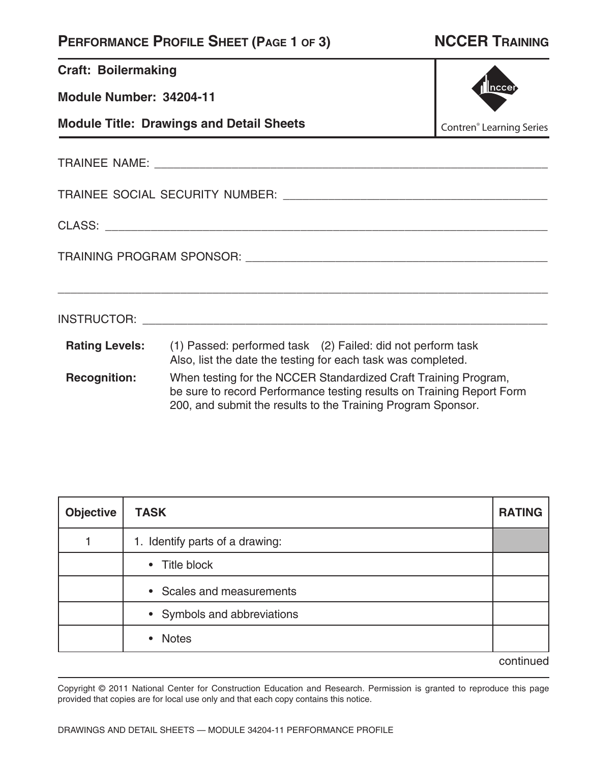# Performance Profile Sheet (Page 1 of 3)

**NCCER Training**

**Craft: Boilermaking**

**Module Number: 34204-11**

**Module Title: Drawings and Detail Sheets**

Contren® Learning Series

TRAINEE NAME: ____________________________________________

TRAINEE SOCIAL SECURITY NUMBER: ____________________________________________

CLASS: ____________________________________________

TRAINING PROGRAM SPONSOR: ____________________________________________

____________________________________________

INSTRUCTOR: ____________________________________________

**Rating Levels:** (1) Passed: performed task (2) Failed: did not perform task
Also, list the date the testing for each task was completed.

**Recognition:** When testing for the NCCER Standardized Craft Training Program, be sure to record Performance testing results on Training Report Form 200, and submit the results to the Training Program Sponsor.

| Objective | TASK | RATING |
|---|---|---|
| 1 | 1. Identify parts of a drawing: | |
| | • Title block | |
| | • Scales and measurements | |
| | • Symbols and abbreviations | |
| | • Notes | |

continued

Copyright © 2011 National Center for Construction Education and Research. Permission is granted to reproduce this page provided that copies are for local use only and that each copy contains this notice.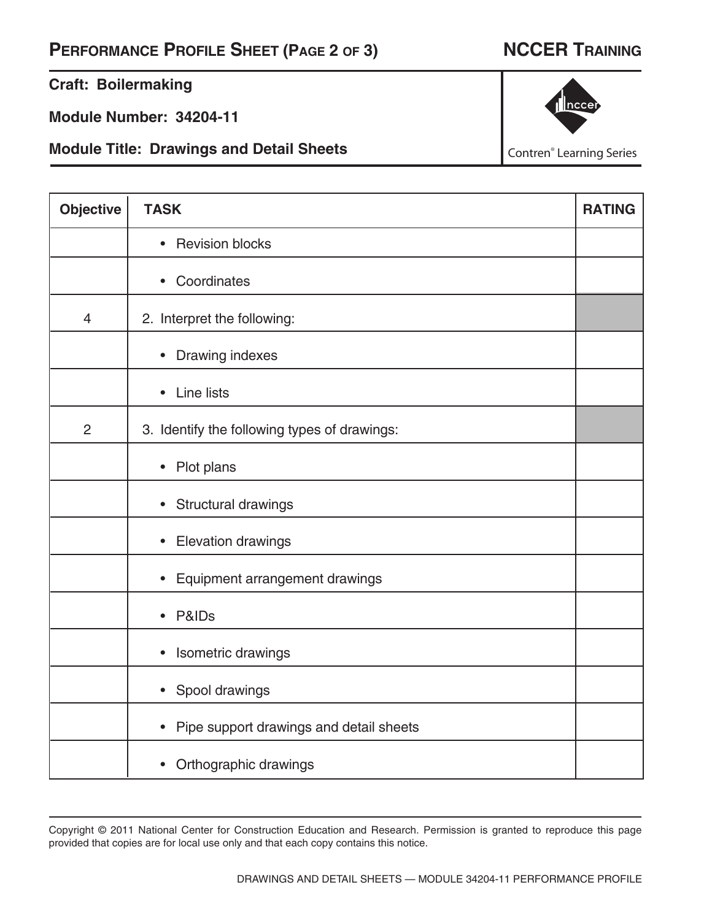## Performance Profile Sheet (Page 2 of 3)

## NCCER Training

**Craft: Boilermaking**

**Module Number: 34204-11**

**Module Title: Drawings and Detail Sheets**

Contren® Learning Series

| Objective | TASK | RATING |
|---|---|---|
| | • Revision blocks | |
| | • Coordinates | |
| 4 | 2. Interpret the following: | |
| | • Drawing indexes | |
| | • Line lists | |
| 2 | 3. Identify the following types of drawings: | |
| | • Plot plans | |
| | • Structural drawings | |
| | • Elevation drawings | |
| | • Equipment arrangement drawings | |
| | • P&IDs | |
| | • Isometric drawings | |
| | • Spool drawings | |
| | • Pipe support drawings and detail sheets | |
| | • Orthographic drawings | |

Copyright © 2011 National Center for Construction Education and Research. Permission is granted to reproduce this page provided that copies are for local use only and that each copy contains this notice.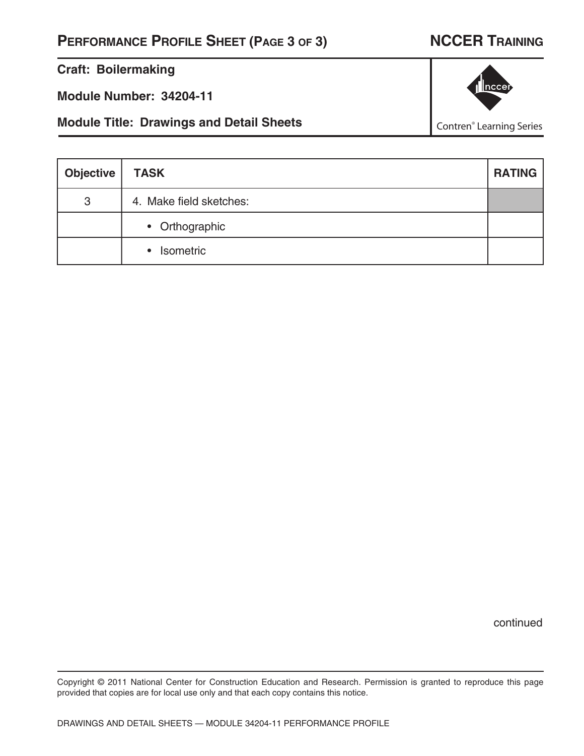## Performance Profile Sheet (Page 3 of 3)

## NCCER Training

**Craft: Boilermaking**

**Module Number: 34204-11**

**Module Title: Drawings and Detail Sheets**

Contren® Learning Series

| Objective | TASK | RATING |
|---|---|---|
| 3 | 4. Make field sketches: | |
| | • Orthographic | |
| | • Isometric | |

continued

Copyright © 2011 National Center for Construction Education and Research. Permission is granted to reproduce this page provided that copies are for local use only and that each copy contains this notice.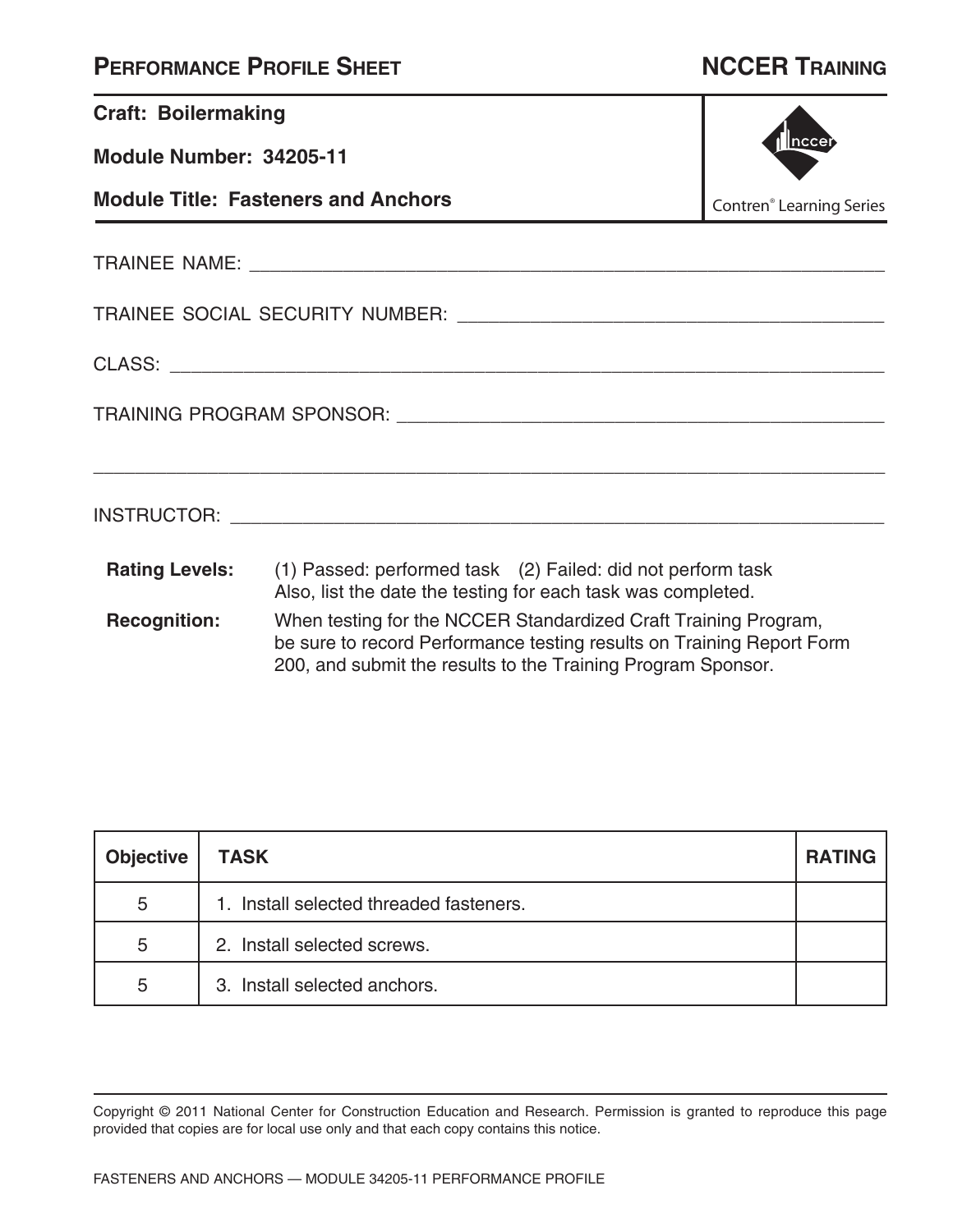## PERFORMANCE PROFILE SHEET

## NCCER TRAINING

**Craft: Boilermaking**

**Module Number: 34205-11**

**Module Title: Fasteners and Anchors**

Contren® Learning Series

TRAINEE NAME: ____________________________________________

TRAINEE SOCIAL SECURITY NUMBER: ______________________________

CLASS: __________________________________________________

TRAINING PROGRAM SPONSOR: _________________________________

__________________________________________________________

INSTRUCTOR: _____________________________________________

**Rating Levels:** (1) Passed: performed task (2) Failed: did not perform task
Also, list the date the testing for each task was completed.

**Recognition:** When testing for the NCCER Standardized Craft Training Program, be sure to record Performance testing results on Training Report Form 200, and submit the results to the Training Program Sponsor.

| Objective | TASK | RATING |
|---|---|---|
| 5 | 1. Install selected threaded fasteners. | |
| 5 | 2. Install selected screws. | |
| 5 | 3. Install selected anchors. | |

Copyright © 2011 National Center for Construction Education and Research. Permission is granted to reproduce this page provided that copies are for local use only and that each copy contains this notice.

FASTENERS AND ANCHORS — MODULE 34205-11 PERFORMANCE PROFILE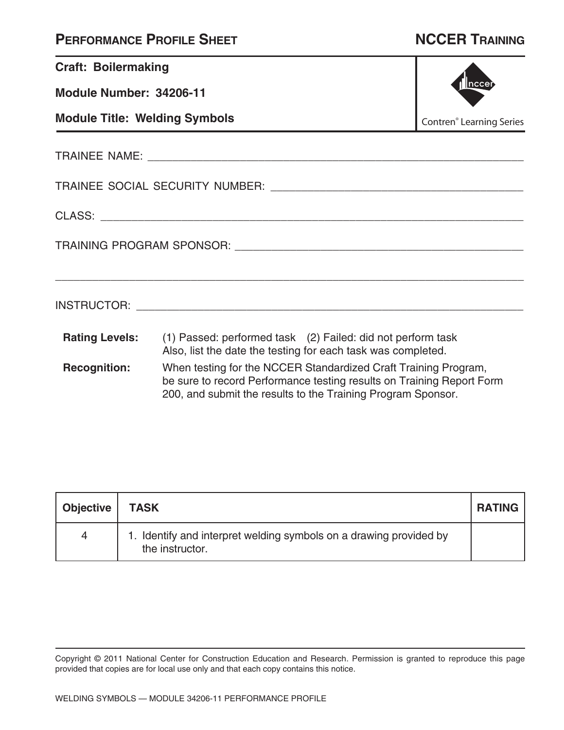# PERFORMANCE PROFILE SHEET

## NCCER TRAINING

**Craft: Boilermaking**

**Module Number: 34206-11**

**Module Title: Welding Symbols**

Contren® Learning Series

TRAINEE NAME: ____________________________________________

TRAINEE SOCIAL SECURITY NUMBER: ____________________________

CLASS: __________________________________________________

TRAINING PROGRAM SPONSOR: _________________________________

__________________________________________________________

INSTRUCTOR: _____________________________________________

**Rating Levels:** (1) Passed: performed task (2) Failed: did not perform task
Also, list the date the testing for each task was completed.

**Recognition:** When testing for the NCCER Standardized Craft Training Program, be sure to record Performance testing results on Training Report Form 200, and submit the results to the Training Program Sponsor.

| Objective | TASK | RATING |
|---|---|---|
| 4 | 1. Identify and interpret welding symbols on a drawing provided by the instructor. | |

Copyright © 2011 National Center for Construction Education and Research. Permission is granted to reproduce this page provided that copies are for local use only and that each copy contains this notice.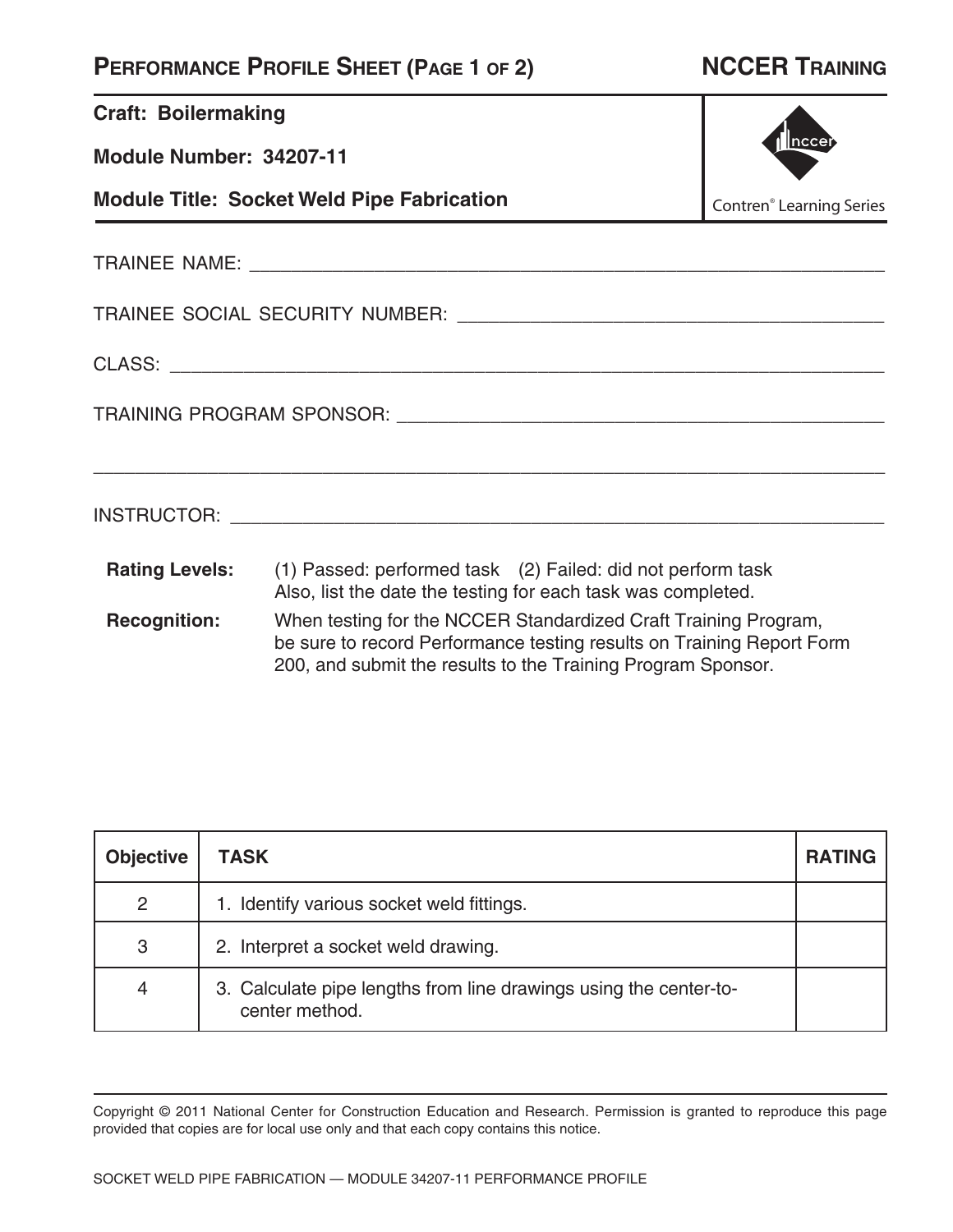# PERFORMANCE PROFILE SHEET (PAGE 1 OF 2)

**NCCER TRAINING**

**Craft: Boilermaking**

**Module Number: 34207-11**

**Module Title: Socket Weld Pipe Fabrication**

Contren® Learning Series

TRAINEE NAME: ______________________________________________

TRAINEE SOCIAL SECURITY NUMBER: ______________________________

CLASS: ______________________________________________________

TRAINING PROGRAM SPONSOR: ___________________________________

______________________________________________________________

INSTRUCTOR: _________________________________________________

**Rating Levels:** (1) Passed: performed task (2) Failed: did not perform task
Also, list the date the testing for each task was completed.

**Recognition:** When testing for the NCCER Standardized Craft Training Program, be sure to record Performance testing results on Training Report Form 200, and submit the results to the Training Program Sponsor.

| Objective | TASK | RATING |
|---|---|---|
| 2 | 1. Identify various socket weld fittings. | |
| 3 | 2. Interpret a socket weld drawing. | |
| 4 | 3. Calculate pipe lengths from line drawings using the center-to-center method. | |

Copyright © 2011 National Center for Construction Education and Research. Permission is granted to reproduce this page provided that copies are for local use only and that each copy contains this notice.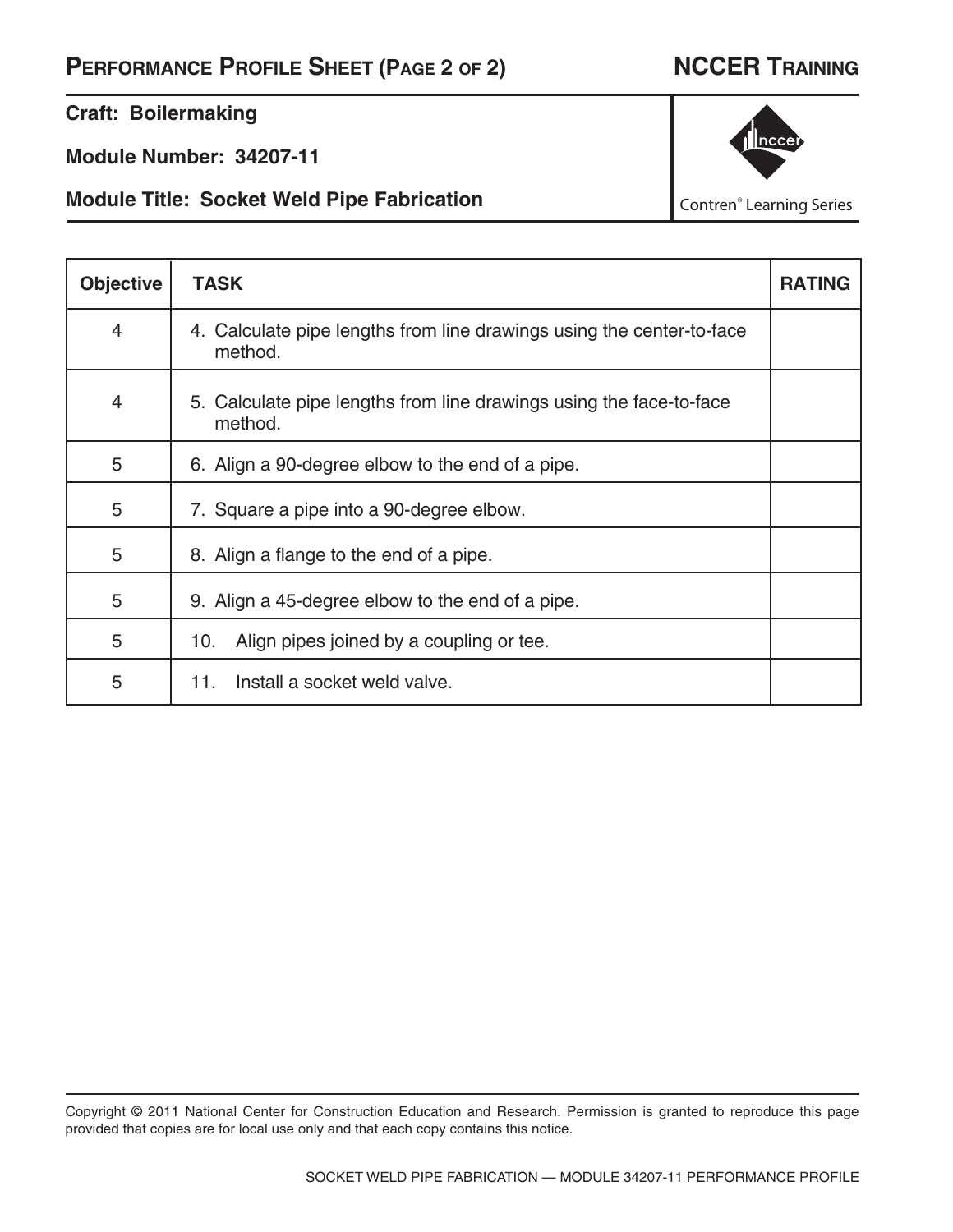# Performance Profile Sheet (Page 2 of 2)

**NCCER Training**

**Craft: Boilermaking**

**Module Number: 34207-11**

**Module Title: Socket Weld Pipe Fabrication**

Contren® Learning Series

| Objective | TASK | RATING |
|---|---|---|
| 4 | 4. Calculate pipe lengths from line drawings using the center-to-face method. | |
| 4 | 5. Calculate pipe lengths from line drawings using the face-to-face method. | |
| 5 | 6. Align a 90-degree elbow to the end of a pipe. | |
| 5 | 7. Square a pipe into a 90-degree elbow. | |
| 5 | 8. Align a flange to the end of a pipe. | |
| 5 | 9. Align a 45-degree elbow to the end of a pipe. | |
| 5 | 10. Align pipes joined by a coupling or tee. | |
| 5 | 11. Install a socket weld valve. | |

Copyright © 2011 National Center for Construction Education and Research. Permission is granted to reproduce this page provided that copies are for local use only and that each copy contains this notice.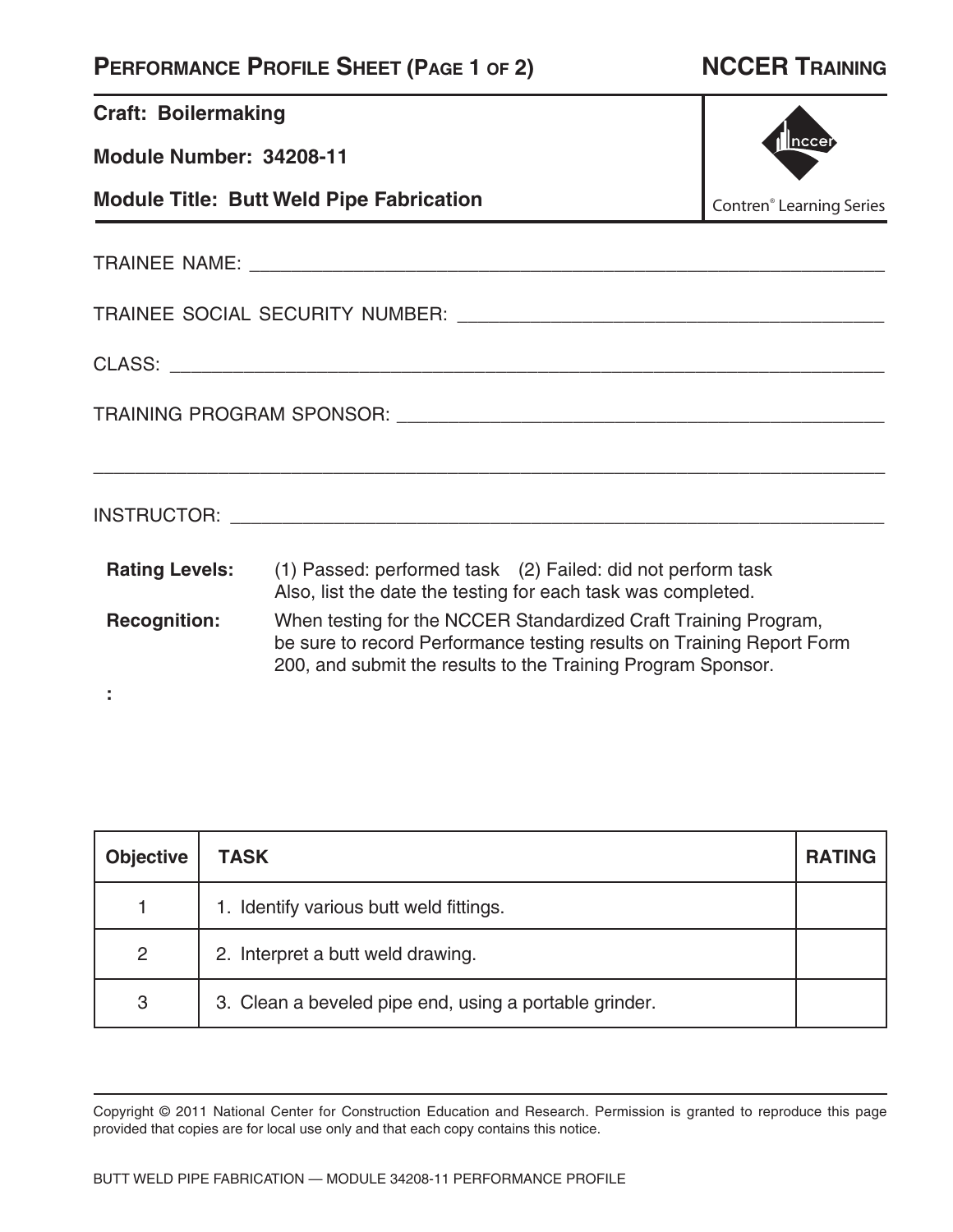# PERFORMANCE PROFILE SHEET (PAGE 1 OF 2)

**NCCER TRAINING**

**Craft: Boilermaking**

**Module Number: 34208-11**

**Module Title: Butt Weld Pipe Fabrication**

Contren® Learning Series

TRAINEE NAME: ______________________________________________

TRAINEE SOCIAL SECURITY NUMBER: ______________________________

CLASS: ______________________________________________

TRAINING PROGRAM SPONSOR: ______________________________________

______________________________________________

INSTRUCTOR: ______________________________________________

**Rating Levels:** (1) Passed: performed task (2) Failed: did not perform task
Also, list the date the testing for each task was completed.

**Recognition:** When testing for the NCCER Standardized Craft Training Program, be sure to record Performance testing results on Training Report Form 200, and submit the results to the Training Program Sponsor.

**:**

| Objective | TASK | RATING |
|---|---|---|
| 1 | 1. Identify various butt weld fittings. | |
| 2 | 2. Interpret a butt weld drawing. | |
| 3 | 3. Clean a beveled pipe end, using a portable grinder. | |

Copyright © 2011 National Center for Construction Education and Research. Permission is granted to reproduce this page provided that copies are for local use only and that each copy contains this notice.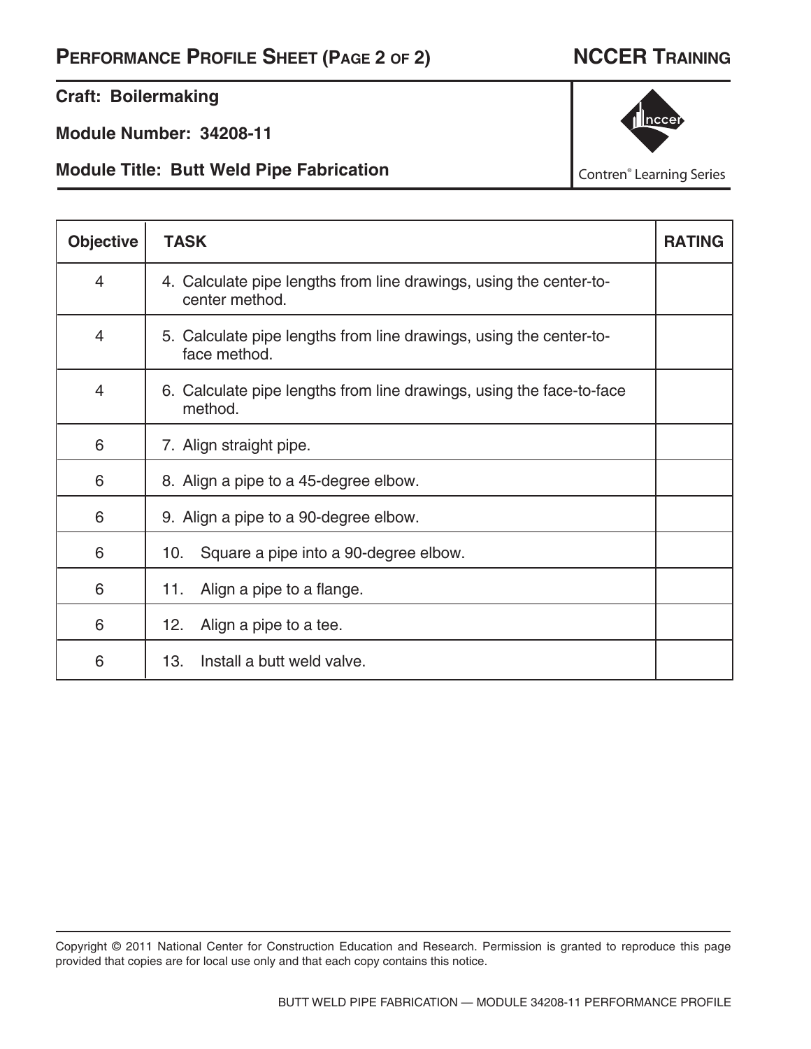# Performance Profile Sheet (Page 2 of 2)

**NCCER Training**

**Craft: Boilermaking**

**Module Number: 34208-11**

**Module Title: Butt Weld Pipe Fabrication**

Contren® Learning Series

| Objective | TASK | RATING |
|---|---|---|
| 4 | 4. Calculate pipe lengths from line drawings, using the center-to-center method. | |
| 4 | 5. Calculate pipe lengths from line drawings, using the center-to-face method. | |
| 4 | 6. Calculate pipe lengths from line drawings, using the face-to-face method. | |
| 6 | 7. Align straight pipe. | |
| 6 | 8. Align a pipe to a 45-degree elbow. | |
| 6 | 9. Align a pipe to a 90-degree elbow. | |
| 6 | 10. Square a pipe into a 90-degree elbow. | |
| 6 | 11. Align a pipe to a flange. | |
| 6 | 12. Align a pipe to a tee. | |
| 6 | 13. Install a butt weld valve. | |

Copyright © 2011 National Center for Construction Education and Research. Permission is granted to reproduce this page provided that copies are for local use only and that each copy contains this notice.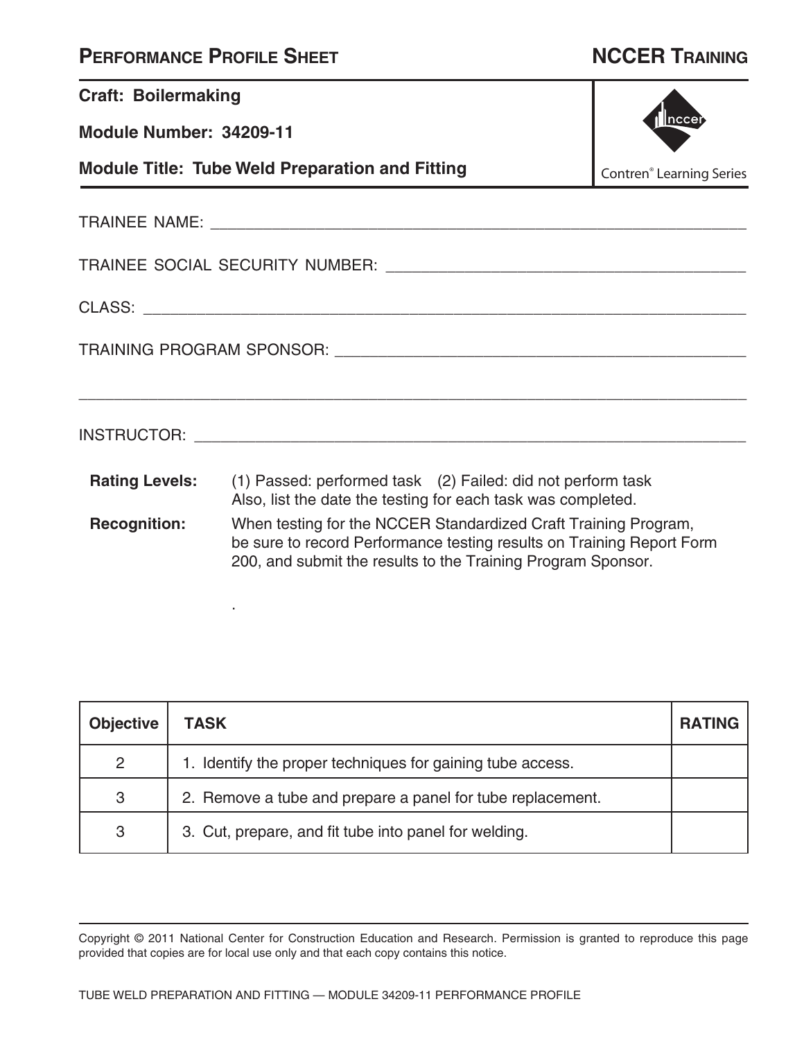# PERFORMANCE PROFILE SHEET

**NCCER TRAINING**

**Craft: Boilermaking**

**Module Number: 34209-11**

**Module Title: Tube Weld Preparation and Fitting**

Contren® Learning Series

TRAINEE NAME: ____________________________________________

TRAINEE SOCIAL SECURITY NUMBER: ____________________________

CLASS: _________________________________________________

TRAINING PROGRAM SPONSOR: _________________________________

_______________________________________________________

INSTRUCTOR: _____________________________________________

**Rating Levels:** (1) Passed: performed task (2) Failed: did not perform task
Also, list the date the testing for each task was completed.

**Recognition:** When testing for the NCCER Standardized Craft Training Program, be sure to record Performance testing results on Training Report Form 200, and submit the results to the Training Program Sponsor.

.

| Objective | TASK | RATING |
|---|---|---|
| 2 | 1. Identify the proper techniques for gaining tube access. | |
| 3 | 2. Remove a tube and prepare a panel for tube replacement. | |
| 3 | 3. Cut, prepare, and fit tube into panel for welding. | |

Copyright © 2011 National Center for Construction Education and Research. Permission is granted to reproduce this page provided that copies are for local use only and that each copy contains this notice.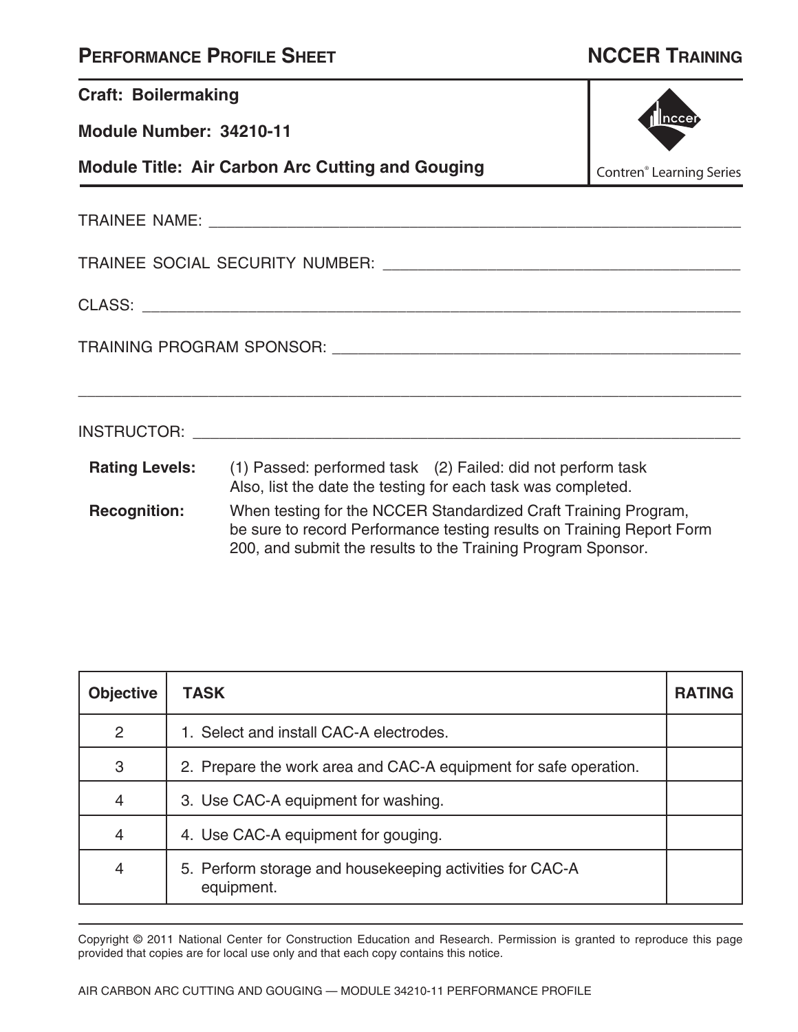# PERFORMANCE PROFILE SHEET

**NCCER TRAINING**

**Craft: Boilermaking**

**Module Number: 34210-11**

**Module Title: Air Carbon Arc Cutting and Gouging**

Contren® Learning Series

TRAINEE NAME: ____________________________________________

TRAINEE SOCIAL SECURITY NUMBER: ____________________________

CLASS: ____________________________________________

TRAINING PROGRAM SPONSOR: _________________________________

____________________________________________

INSTRUCTOR: ____________________________________________

**Rating Levels:** (1) Passed: performed task (2) Failed: did not perform task
Also, list the date the testing for each task was completed.

**Recognition:** When testing for the NCCER Standardized Craft Training Program, be sure to record Performance testing results on Training Report Form 200, and submit the results to the Training Program Sponsor.

| Objective | TASK | RATING |
|---|---|---|
| 2 | 1. Select and install CAC-A electrodes. | |
| 3 | 2. Prepare the work area and CAC-A equipment for safe operation. | |
| 4 | 3. Use CAC-A equipment for washing. | |
| 4 | 4. Use CAC-A equipment for gouging. | |
| 4 | 5. Perform storage and housekeeping activities for CAC-A equipment. | |

Copyright © 2011 National Center for Construction Education and Research. Permission is granted to reproduce this page provided that copies are for local use only and that each copy contains this notice.